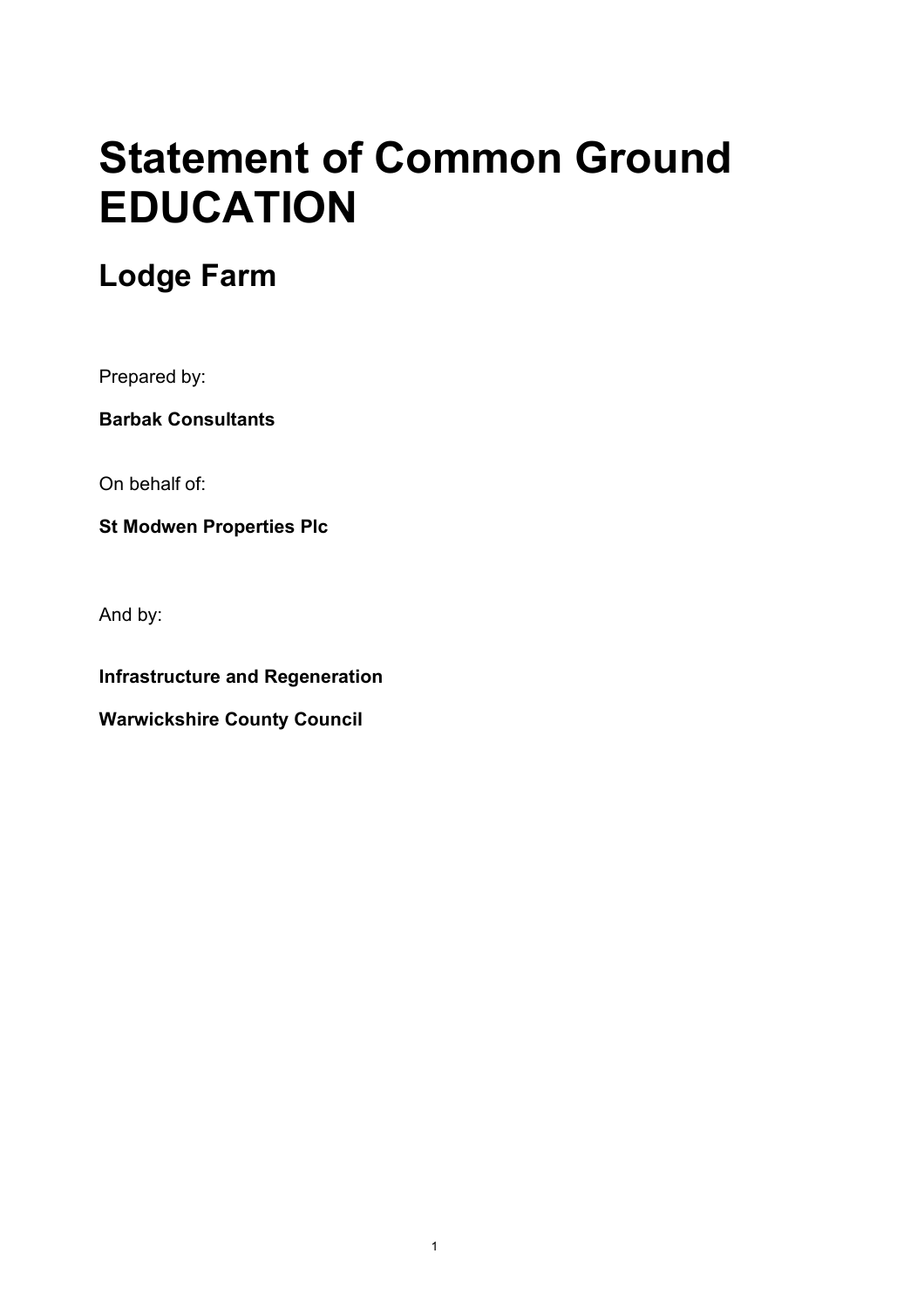# Statement of Common Ground EDUCATION

## Lodge Farm

Prepared by:

**Barbak Consultants**

On behalf of:

**St Modwen Properties Plc**

And by:

**Infrastructure and Regeneration**

**Warwickshire County Council**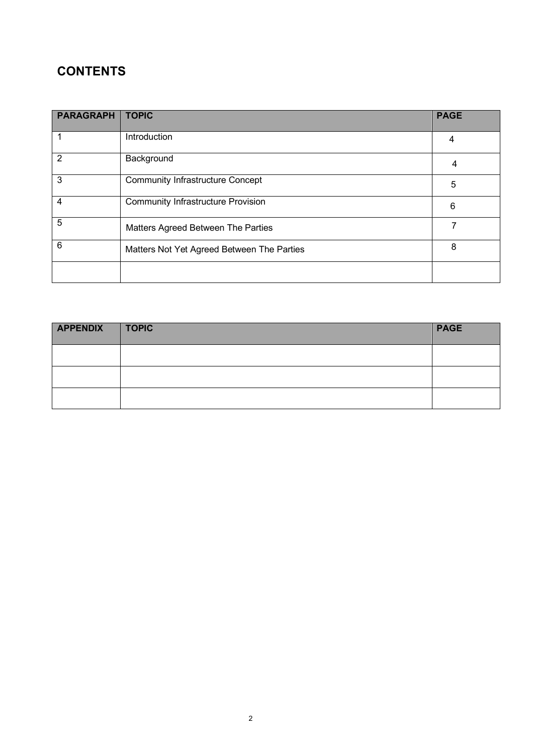## CONTENTS

| PARAGRAPH | TOPIC | PAGE |
|---|---|---|
| 1 | Introduction | 4 |
| 2 | Background | 4 |
| 3 | Community Infrastructure Concept | 5 |
| 4 | Community Infrastructure Provision | 6 |
| 5 | Matters Agreed Between The Parties | 7 |
| 6 | Matters Not Yet Agreed Between The Parties | 8 |
| | | |

| APPENDIX | TOPIC | PAGE |
|---|---|---|
| | | |
| | | |
| | | |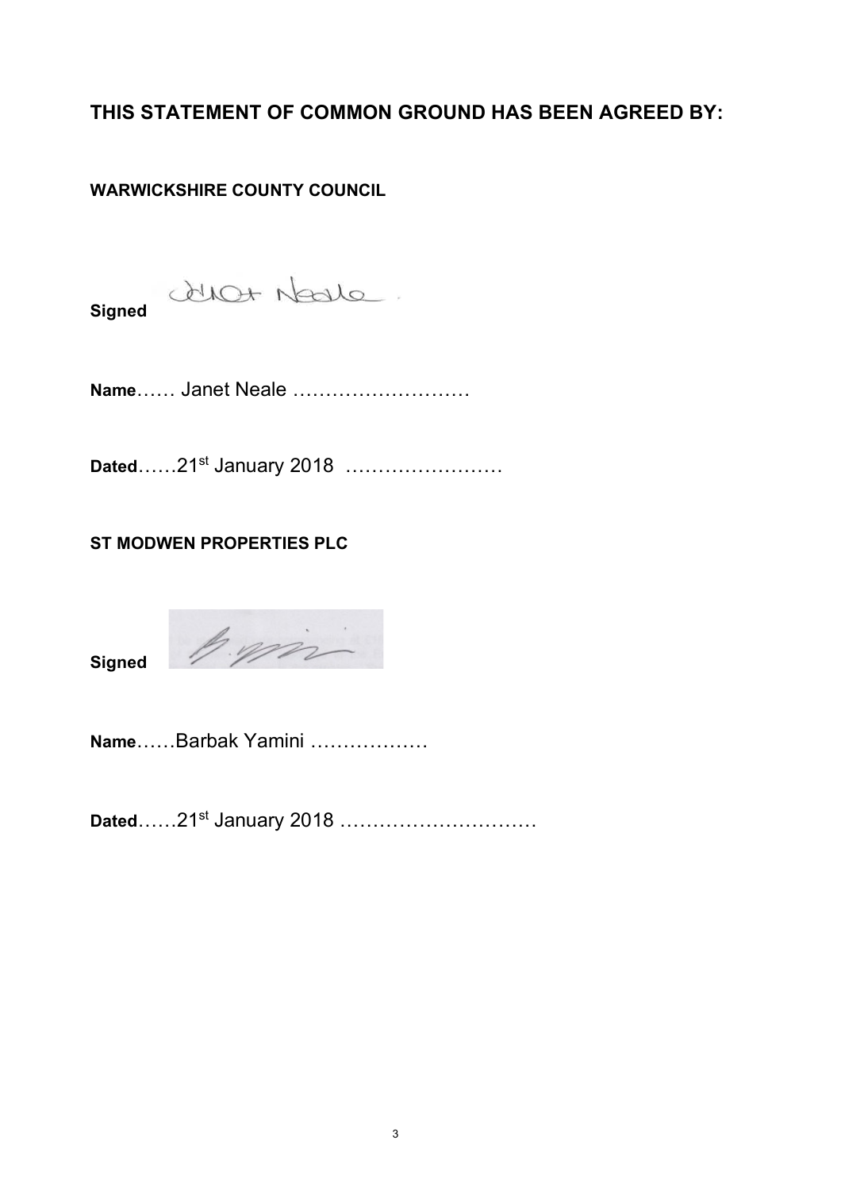## THIS STATEMENT OF COMMON GROUND HAS BEEN AGREED BY:

**WARWICKSHIRE COUNTY COUNCIL**

**Signed**

**Name**…… Janet Neale ………………………

**Dated**……21st January 2018 ……………………

**ST MODWEN PROPERTIES PLC**

**Signed**

**Name**……Barbak Yamini ………………

**Dated**……21st January 2018 …………………………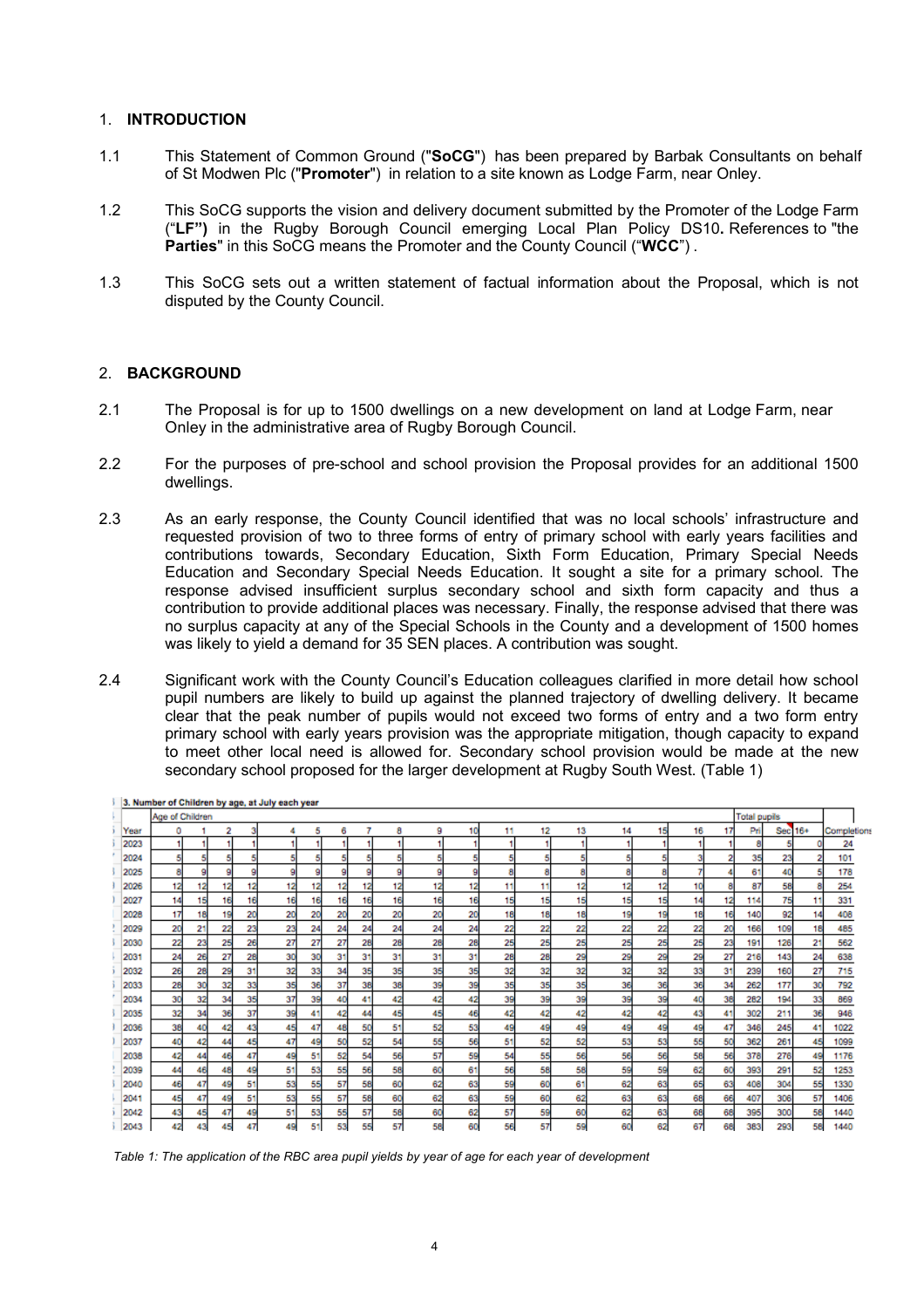## 1. INTRODUCTION

1.1 This Statement of Common Ground ("**SoCG**") has been prepared by Barbak Consultants on behalf of St Modwen Plc ("**Promoter**") in relation to a site known as Lodge Farm, near Onley.

1.2 This SoCG supports the vision and delivery document submitted by the Promoter of the Lodge Farm ("**LF")** in the Rugby Borough Council emerging Local Plan Policy DS10**.** References to "the **Parties**" in this SoCG means the Promoter and the County Council ("**WCC**") .

1.3 This SoCG sets out a written statement of factual information about the Proposal, which is not disputed by the County Council.

## 2. BACKGROUND

2.1 The Proposal is for up to 1500 dwellings on a new development on land at Lodge Farm, near Onley in the administrative area of Rugby Borough Council.

2.2 For the purposes of pre-school and school provision the Proposal provides for an additional 1500 dwellings.

2.3 As an early response, the County Council identified that was no local schools' infrastructure and requested provision of two to three forms of entry of primary school with early years facilities and contributions towards, Secondary Education, Sixth Form Education, Primary Special Needs Education and Secondary Special Needs Education. It sought a site for a primary school. The response advised insufficient surplus secondary school and sixth form capacity and thus a contribution to provide additional places was necessary. Finally, the response advised that there was no surplus capacity at any of the Special Schools in the County and a development of 1500 homes was likely to yield a demand for 35 SEN places. A contribution was sought.

2.4 Significant work with the County Council's Education colleagues clarified in more detail how school pupil numbers are likely to build up against the planned trajectory of dwelling delivery. It became clear that the peak number of pupils would not exceed two forms of entry and a two form entry primary school with early years provision was the appropriate mitigation, though capacity to expand to meet other local need is allowed for. Secondary school provision would be made at the new secondary school proposed for the larger development at Rugby South West. (Table 1)

**3. Number of Children by age, at July each year**

| | Age of Children | | | | | | | | | | | | | | | | | | Total pupils | | | |
|---|---|---|---|---|---|---|---|---|---|---|---|---|---|---|---|---|---|---|---|---|---|---|
| Year | 0 | 1 | 2 | 3 | 4 | 5 | 6 | 7 | 8 | 9 | 10 | 11 | 12 | 13 | 14 | 15 | 16 | 17 | Pri | Sec | 16+ | Completions |
| 2023 | 1 | 1 | 1 | 1 | 1 | 1 | 1 | 1 | 1 | 1 | 1 | 1 | 1 | 1 | 1 | 1 | 1 | 1 | 8 | 5 | 0 | 24 |
| 2024 | 5 | 5 | 5 | 5 | 5 | 5 | 5 | 5 | 5 | 5 | 5 | 5 | 5 | 5 | 5 | 5 | 3 | 2 | 35 | 23 | 2 | 101 |
| 2025 | 8 | 9 | 9 | 9 | 9 | 9 | 9 | 9 | 9 | 9 | 9 | 8 | 8 | 8 | 8 | 8 | 7 | 4 | 61 | 40 | 5 | 178 |
| 2026 | 12 | 12 | 12 | 12 | 12 | 12 | 12 | 12 | 12 | 12 | 12 | 11 | 11 | 12 | 12 | 12 | 10 | 8 | 87 | 58 | 8 | 254 |
| 2027 | 14 | 15 | 16 | 16 | 16 | 16 | 16 | 16 | 16 | 16 | 16 | 15 | 15 | 15 | 15 | 15 | 14 | 12 | 114 | 75 | 11 | 331 |
| 2028 | 17 | 18 | 19 | 20 | 20 | 20 | 20 | 20 | 20 | 20 | 20 | 18 | 18 | 18 | 19 | 19 | 18 | 16 | 140 | 92 | 14 | 408 |
| 2029 | 20 | 21 | 22 | 23 | 23 | 24 | 24 | 24 | 24 | 24 | 24 | 22 | 22 | 22 | 22 | 22 | 22 | 20 | 166 | 109 | 18 | 485 |
| 2030 | 22 | 23 | 25 | 26 | 27 | 27 | 27 | 28 | 28 | 28 | 28 | 25 | 25 | 25 | 25 | 25 | 25 | 23 | 191 | 126 | 21 | 562 |
| 2031 | 24 | 26 | 27 | 28 | 30 | 30 | 31 | 31 | 31 | 31 | 31 | 28 | 28 | 29 | 29 | 29 | 29 | 27 | 216 | 143 | 24 | 638 |
| 2032 | 26 | 28 | 29 | 31 | 32 | 33 | 34 | 35 | 35 | 35 | 35 | 32 | 32 | 32 | 32 | 32 | 33 | 31 | 239 | 160 | 27 | 715 |
| 2033 | 28 | 30 | 32 | 33 | 35 | 36 | 37 | 38 | 38 | 39 | 39 | 35 | 35 | 35 | 36 | 36 | 36 | 34 | 262 | 177 | 30 | 792 |
| 2034 | 30 | 32 | 34 | 35 | 37 | 39 | 40 | 41 | 42 | 42 | 42 | 39 | 39 | 39 | 39 | 39 | 40 | 38 | 282 | 194 | 33 | 869 |
| 2035 | 32 | 34 | 36 | 37 | 39 | 41 | 42 | 44 | 45 | 45 | 46 | 42 | 42 | 42 | 42 | 42 | 43 | 41 | 302 | 211 | 36 | 946 |
| 2036 | 36 | 40 | 42 | 43 | 45 | 47 | 48 | 50 | 51 | 52 | 53 | 49 | 49 | 49 | 49 | 49 | 49 | 47 | 346 | 245 | 41 | 1022 |
| 2037 | 40 | 42 | 44 | 45 | 47 | 49 | 50 | 52 | 54 | 55 | 56 | 51 | 52 | 52 | 53 | 53 | 55 | 50 | 362 | 261 | 45 | 1099 |
| 2038 | 42 | 44 | 46 | 47 | 49 | 51 | 52 | 54 | 56 | 57 | 59 | 54 | 55 | 56 | 56 | 56 | 58 | 56 | 378 | 276 | 49 | 1176 |
| 2039 | 44 | 46 | 48 | 49 | 51 | 53 | 55 | 56 | 58 | 60 | 61 | 56 | 58 | 58 | 59 | 59 | 62 | 60 | 393 | 291 | 52 | 1253 |
| 2040 | 46 | 47 | 49 | 51 | 53 | 55 | 57 | 58 | 60 | 62 | 63 | 59 | 60 | 61 | 62 | 63 | 65 | 63 | 408 | 304 | 55 | 1330 |
| 2041 | 45 | 47 | 49 | 51 | 53 | 55 | 57 | 58 | 60 | 62 | 63 | 59 | 60 | 62 | 63 | 63 | 68 | 66 | 407 | 306 | 57 | 1406 |
| 2042 | 43 | 45 | 47 | 49 | 51 | 53 | 55 | 57 | 58 | 60 | 62 | 57 | 59 | 60 | 62 | 63 | 68 | 68 | 395 | 300 | 58 | 1440 |
| 2043 | 42 | 43 | 45 | 47 | 49 | 51 | 53 | 55 | 57 | 58 | 60 | 56 | 57 | 59 | 60 | 62 | 67 | 68 | 383 | 293 | 58 | 1440 |

*Table 1: The application of the RBC area pupil yields by year of age for each year of development*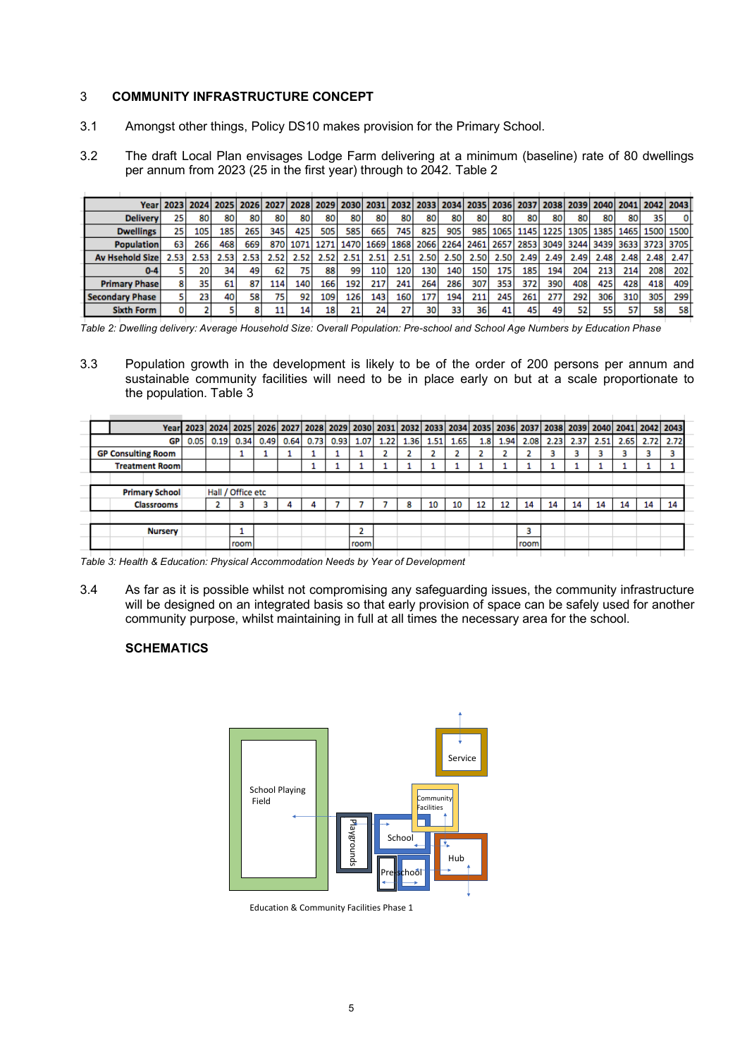## 3 COMMUNITY INFRASTRUCTURE CONCEPT

3.1 Amongst other things, Policy DS10 makes provision for the Primary School.

3.2 The draft Local Plan envisages Lodge Farm delivering at a minimum (baseline) rate of 80 dwellings per annum from 2023 (25 in the first year) through to 2042. Table 2

| Year | 2023 | 2024 | 2025 | 2026 | 2027 | 2028 | 2029 | 2030 | 2031 | 2032 | 2033 | 2034 | 2035 | 2036 | 2037 | 2038 | 2039 | 2040 | 2041 | 2042 | 2043 |
|---|---|---|---|---|---|---|---|---|---|---|---|---|---|---|---|---|---|---|---|---|---|
| Delivery | 25 | 80 | 80 | 80 | 80 | 80 | 80 | 80 | 80 | 80 | 80 | 80 | 80 | 80 | 80 | 80 | 80 | 80 | 80 | 35 | 0 |
| Dwellings | 25 | 105 | 185 | 265 | 345 | 425 | 505 | 585 | 665 | 745 | 825 | 905 | 985 | 1065 | 1145 | 1225 | 1305 | 1385 | 1465 | 1500 | 1500 |
| Population | 63 | 266 | 468 | 669 | 870 | 1071 | 1271 | 1470 | 1669 | 1868 | 2066 | 2264 | 2461 | 2657 | 2853 | 3049 | 3244 | 3439 | 3633 | 3723 | 3705 |
| Av Hsehold Size | 2.53 | 2.53 | 2.53 | 2.53 | 2.52 | 2.52 | 2.52 | 2.51 | 2.51 | 2.51 | 2.50 | 2.50 | 2.50 | 2.50 | 2.49 | 2.49 | 2.49 | 2.48 | 2.48 | 2.48 | 2.47 |
| 0-4 | 5 | 20 | 34 | 49 | 62 | 75 | 88 | 99 | 110 | 120 | 130 | 140 | 150 | 175 | 185 | 194 | 204 | 213 | 214 | 208 | 202 |
| Primary Phase | 8 | 35 | 61 | 87 | 114 | 140 | 166 | 192 | 217 | 241 | 264 | 286 | 307 | 353 | 372 | 390 | 408 | 425 | 428 | 418 | 409 |
| Secondary Phase | 5 | 23 | 40 | 58 | 75 | 92 | 109 | 126 | 143 | 160 | 177 | 194 | 211 | 245 | 261 | 277 | 292 | 306 | 310 | 305 | 299 |
| Sixth Form | 0 | 2 | 5 | 8 | 11 | 14 | 18 | 21 | 24 | 27 | 30 | 33 | 36 | 41 | 45 | 49 | 52 | 55 | 57 | 58 | 58 |

*Table 2: Dwelling delivery: Average Household Size: Overall Population: Pre-school and School Age Numbers by Education Phase*

3.3 Population growth in the development is likely to be of the order of 200 persons per annum and sustainable community facilities will need to be in place early on but at a scale proportionate to the population. Table 3

| Year | 2023 | 2024 | 2025 | 2026 | 2027 | 2028 | 2029 | 2030 | 2031 | 2032 | 2033 | 2034 | 2035 | 2036 | 2037 | 2038 | 2039 | 2040 | 2041 | 2042 | 2043 |
|---|---|---|---|---|---|---|---|---|---|---|---|---|---|---|---|---|---|---|---|---|---|
| GP | 0.05 | 0.19 | 0.34 | 0.49 | 0.64 | 0.73 | 0.93 | 1.07 | 1.22 | 1.36 | 1.51 | 1.65 | 1.8 | 1.94 | 2.08 | 2.23 | 2.37 | 2.51 | 2.65 | 2.72 | 2.72 |
| GP Consulting Room | | | 1 | 1 | 1 | 1 | 1 | 1 | 2 | 2 | 2 | 2 | 2 | 2 | 2 | 3 | 3 | 3 | 3 | 3 | 3 |
| Treatment Room | | | | | | 1 | 1 | 1 | 1 | 1 | 1 | 1 | 1 | 1 | 1 | 1 | 1 | 1 | 1 | 1 | 1 |
| | | | | | | | | | | | | | | | | | | | | | |
| Primary School | | Hall / Office etc | | | | | | | | | | | | | | | | | | | |
| Classrooms | | 2 | 3 | 3 | 4 | 4 | 7 | 7 | 7 | 8 | 10 | 10 | 12 | 12 | 14 | 14 | 14 | 14 | 14 | 14 | 14 |
| | | | | | | | | | | | | | | | | | | | | | |
| Nursery | | | 1 room | | | | | 2 room | | | | | | | 3 room | | | | | | |

*Table 3: Health & Education: Physical Accommodation Needs by Year of Development*

3.4 As far as it is possible whilst not compromising any safeguarding issues, the community infrastructure will be designed on an integrated basis so that early provision of space can be safely used for another community purpose, whilst maintaining in full at all times the necessary area for the school.

**SCHEMATICS**

Education & Community Facilities Phase 1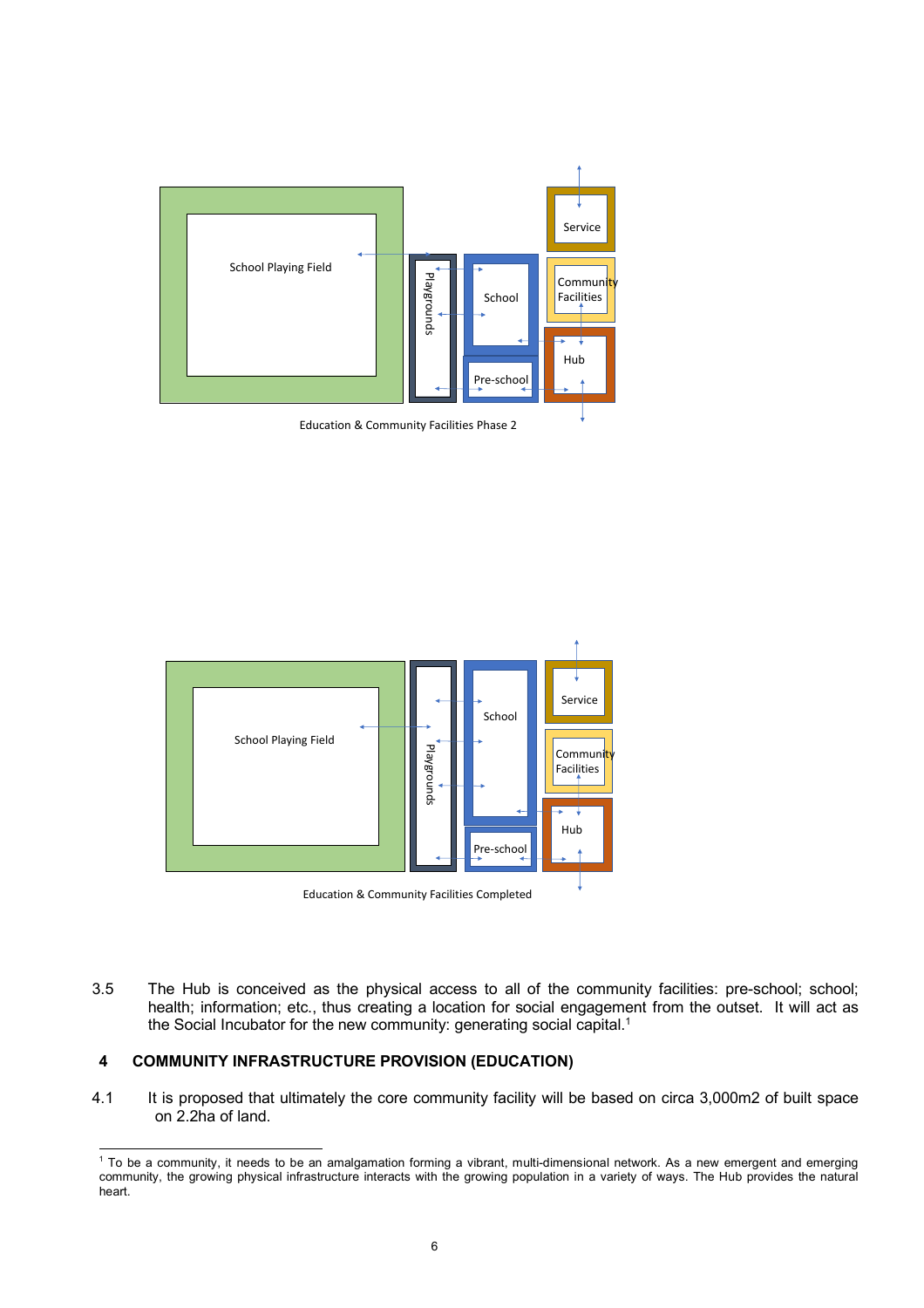School Playing Field

Playgrounds

School

Pre-school

Service

Community Facilities

Hub

Education & Community Facilities Phase 2

School Playing Field

Playgrounds

School

Pre-school

Service

Community Facilities

Hub

Education & Community Facilities Completed

3.5 The Hub is conceived as the physical access to all of the community facilities: pre-school; school; health; information; etc., thus creating a location for social engagement from the outset. It will act as the Social Incubator for the new community: generating social capital.[1]

## 4 COMMUNITY INFRASTRUCTURE PROVISION (EDUCATION)

4.1 It is proposed that ultimately the core community facility will be based on circa 3,000m2 of built space on 2.2ha of land.

---

[1] To be a community, it needs to be an amalgamation forming a vibrant, multi-dimensional network. As a new emergent and emerging community, the growing physical infrastructure interacts with the growing population in a variety of ways. The Hub provides the natural heart.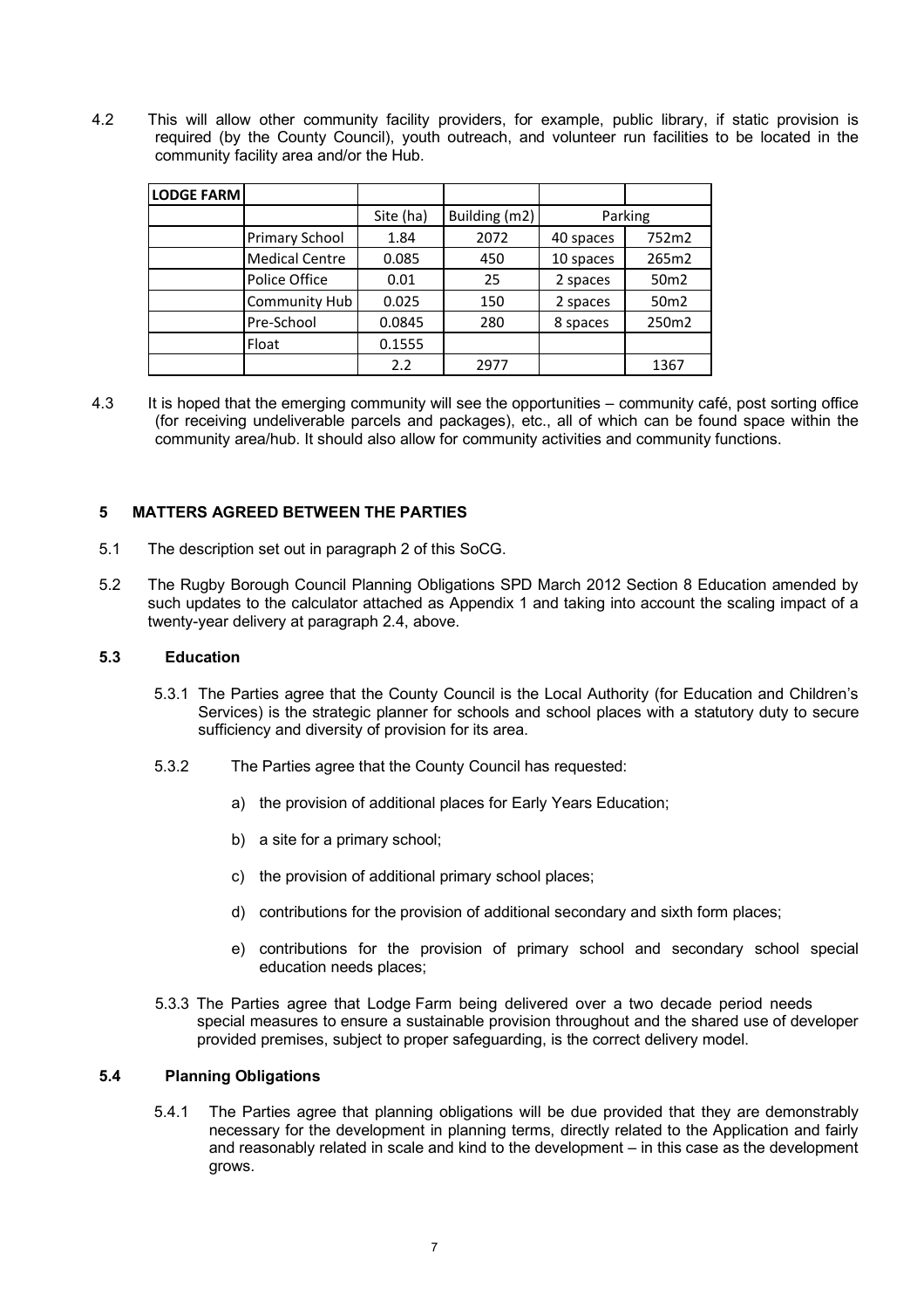4.2 This will allow other community facility providers, for example, public library, if static provision is required (by the County Council), youth outreach, and volunteer run facilities to be located in the community facility area and/or the Hub.

| LODGE FARM | | | | | |
|---|---|---|---|---|---|
| | | Site (ha) | Building (m2) | Parking | |
| | Primary School | 1.84 | 2072 | 40 spaces | 752m2 |
| | Medical Centre | 0.085 | 450 | 10 spaces | 265m2 |
| | Police Office | 0.01 | 25 | 2 spaces | 50m2 |
| | Community Hub | 0.025 | 150 | 2 spaces | 50m2 |
| | Pre-School | 0.0845 | 280 | 8 spaces | 250m2 |
| | Float | 0.1555 | | | |
| | | 2.2 | 2977 | | 1367 |

4.3 It is hoped that the emerging community will see the opportunities – community café, post sorting office (for receiving undeliverable parcels and packages), etc., all of which can be found space within the community area/hub. It should also allow for community activities and community functions.

## 5 MATTERS AGREED BETWEEN THE PARTIES

5.1 The description set out in paragraph 2 of this SoCG.

5.2 The Rugby Borough Council Planning Obligations SPD March 2012 Section 8 Education amended by such updates to the calculator attached as Appendix 1 and taking into account the scaling impact of a twenty-year delivery at paragraph 2.4, above.

### 5.3 Education

5.3.1 The Parties agree that the County Council is the Local Authority (for Education and Children's Services) is the strategic planner for schools and school places with a statutory duty to secure sufficiency and diversity of provision for its area.

5.3.2 The Parties agree that the County Council has requested:

a) the provision of additional places for Early Years Education;

b) a site for a primary school;

c) the provision of additional primary school places;

d) contributions for the provision of additional secondary and sixth form places;

e) contributions for the provision of primary school and secondary school special education needs places;

5.3.3 The Parties agree that Lodge Farm being delivered over a two decade period needs special measures to ensure a sustainable provision throughout and the shared use of developer provided premises, subject to proper safeguarding, is the correct delivery model.

### 5.4 Planning Obligations

5.4.1 The Parties agree that planning obligations will be due provided that they are demonstrably necessary for the development in planning terms, directly related to the Application and fairly and reasonably related in scale and kind to the development – in this case as the development grows.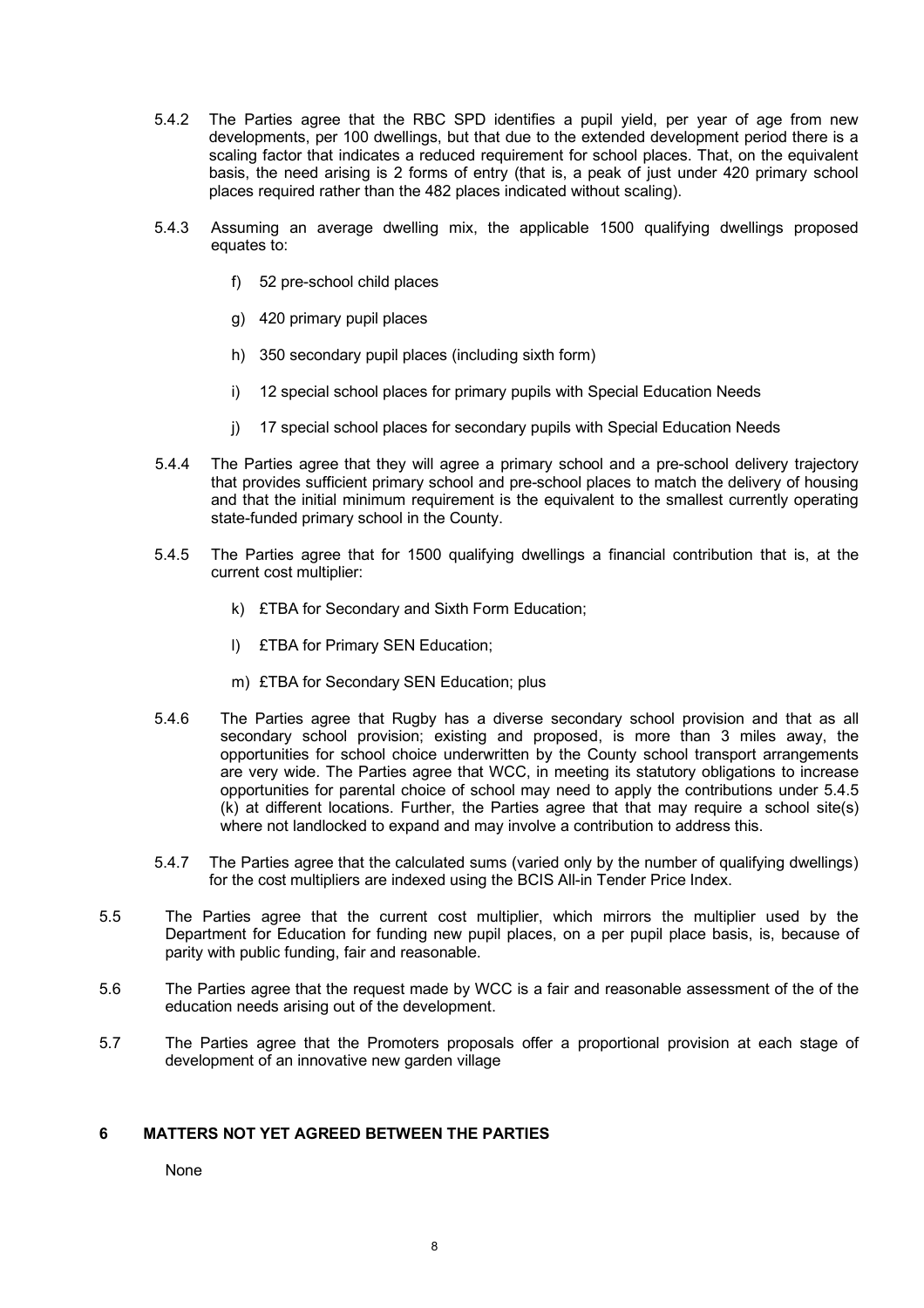5.4.2 The Parties agree that the RBC SPD identifies a pupil yield, per year of age from new developments, per 100 dwellings, but that due to the extended development period there is a scaling factor that indicates a reduced requirement for school places. That, on the equivalent basis, the need arising is 2 forms of entry (that is, a peak of just under 420 primary school places required rather than the 482 places indicated without scaling).

5.4.3 Assuming an average dwelling mix, the applicable 1500 qualifying dwellings proposed equates to:

f) 52 pre-school child places

g) 420 primary pupil places

h) 350 secondary pupil places (including sixth form)

i) 12 special school places for primary pupils with Special Education Needs

j) 17 special school places for secondary pupils with Special Education Needs

5.4.4 The Parties agree that they will agree a primary school and a pre-school delivery trajectory that provides sufficient primary school and pre-school places to match the delivery of housing and that the initial minimum requirement is the equivalent to the smallest currently operating state-funded primary school in the County.

5.4.5 The Parties agree that for 1500 qualifying dwellings a financial contribution that is, at the current cost multiplier:

k) £TBA for Secondary and Sixth Form Education;

l) £TBA for Primary SEN Education;

m) £TBA for Secondary SEN Education; plus

5.4.6 The Parties agree that Rugby has a diverse secondary school provision and that as all secondary school provision; existing and proposed, is more than 3 miles away, the opportunities for school choice underwritten by the County school transport arrangements are very wide. The Parties agree that WCC, in meeting its statutory obligations to increase opportunities for parental choice of school may need to apply the contributions under 5.4.5 (k) at different locations. Further, the Parties agree that that may require a school site(s) where not landlocked to expand and may involve a contribution to address this.

5.4.7 The Parties agree that the calculated sums (varied only by the number of qualifying dwellings) for the cost multipliers are indexed using the BCIS All-in Tender Price Index.

5.5 The Parties agree that the current cost multiplier, which mirrors the multiplier used by the Department for Education for funding new pupil places, on a per pupil place basis, is, because of parity with public funding, fair and reasonable.

5.6 The Parties agree that the request made by WCC is a fair and reasonable assessment of the of the education needs arising out of the development.

5.7 The Parties agree that the Promoters proposals offer a proportional provision at each stage of development of an innovative new garden village

## 6 MATTERS NOT YET AGREED BETWEEN THE PARTIES

None